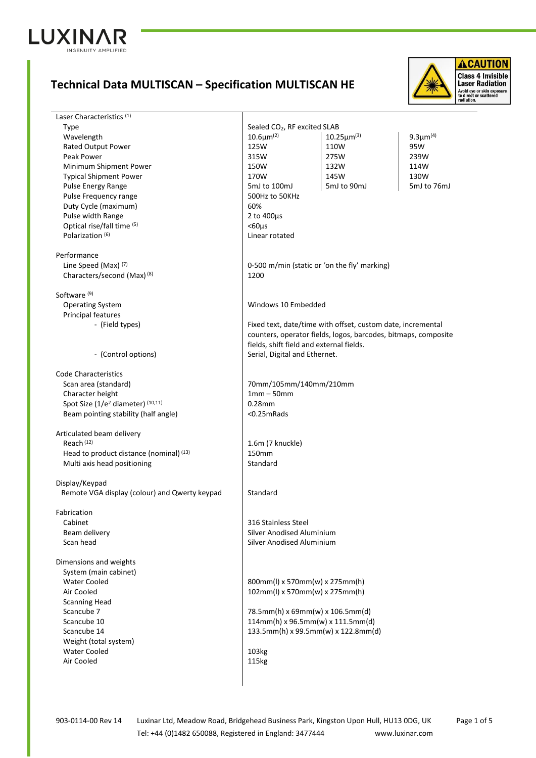# Technical Data MULTISCAN – Specification MULTISCAN HE

**CAUTION** Class 4 Invisible Laser Radiation. Avoid eye or skin exposure to direct or scattered radiation.

| | | | |
|---|---|---|---|
| **Laser Characteristics** (1) | | | |
| Type | Sealed $CO_2$, RF excited SLAB | | |
| Wavelength | 10.6µm(2) | 10.25µm(3) | 9.3µm(4) |
| Rated Output Power | 125W | 110W | 95W |
| Peak Power | 315W | 275W | 239W |
| Minimum Shipment Power | 150W | 132W | 114W |
| Typical Shipment Power | 170W | 145W | 130W |
| Pulse Energy Range | 5mJ to 100mJ | 5mJ to 90mJ | 5mJ to 76mJ |
| Pulse Frequency range | 500Hz to 50KHz | | |
| Duty Cycle (maximum) | 60% | | |
| Pulse width Range | 2 to 400µs | | |
| Optical rise/fall time (5) | <60µs | | |
| Polarization (6) | Linear rotated | | |
| **Performance** | | | |
| Line Speed (Max) (7) | 0-500 m/min (static or 'on the fly' marking) | | |
| Characters/second (Max) (8) | 1200 | | |
| **Software** (9) | | | |
| Operating System | Windows 10 Embedded | | |
| Principal features | | | |
| - (Field types) | Fixed text, date/time with offset, custom date, incremental counters, operator fields, logos, barcodes, bitmaps, composite fields, shift field and external fields. | | |
| - (Control options) | Serial, Digital and Ethernet. | | |
| **Code Characteristics** | | | |
| Scan area (standard) | 70mm/105mm/140mm/210mm | | |
| Character height | 1mm – 50mm | | |
| Spot Size (1/e² diameter) (10,11) | 0.28mm | | |
| Beam pointing stability (half angle) | <0.25mRads | | |
| **Articulated beam delivery** | | | |
| Reach (12) | 1.6m (7 knuckle) | | |
| Head to product distance (nominal) (13) | 150mm | | |
| Multi axis head positioning | Standard | | |
| **Display/Keypad** | | | |
| Remote VGA display (colour) and Qwerty keypad | Standard | | |
| **Fabrication** | | | |
| Cabinet | 316 Stainless Steel | | |
| Beam delivery | Silver Anodised Aluminium | | |
| Scan head | Silver Anodised Aluminium | | |
| **Dimensions and weights** | | | |
| System (main cabinet) | | | |
| Water Cooled | 800mm(l) x 570mm(w) x 275mm(h) | | |
| Air Cooled | 102mm(l) x 570mm(w) x 275mm(h) | | |
| Scanning Head | | | |
| Scancube 7 | 78.5mm(h) x 69mm(w) x 106.5mm(d) | | |
| Scancube 10 | 114mm(h) x 96.5mm(w) x 111.5mm(d) | | |
| Scancube 14 | 133.5mm(h) x 99.5mm(w) x 122.8mm(d) | | |
| Weight (total system) | | | |
| Water Cooled | 103kg | | |
| Air Cooled | 115kg | | |

903-0114-00 Rev 14 Luxinar Ltd, Meadow Road, Bridgehead Business Park, Kingston Upon Hull, HU13 0DG, UK
Tel: +44 (0)1482 650088, Registered in England: 3477444 www.luxinar.com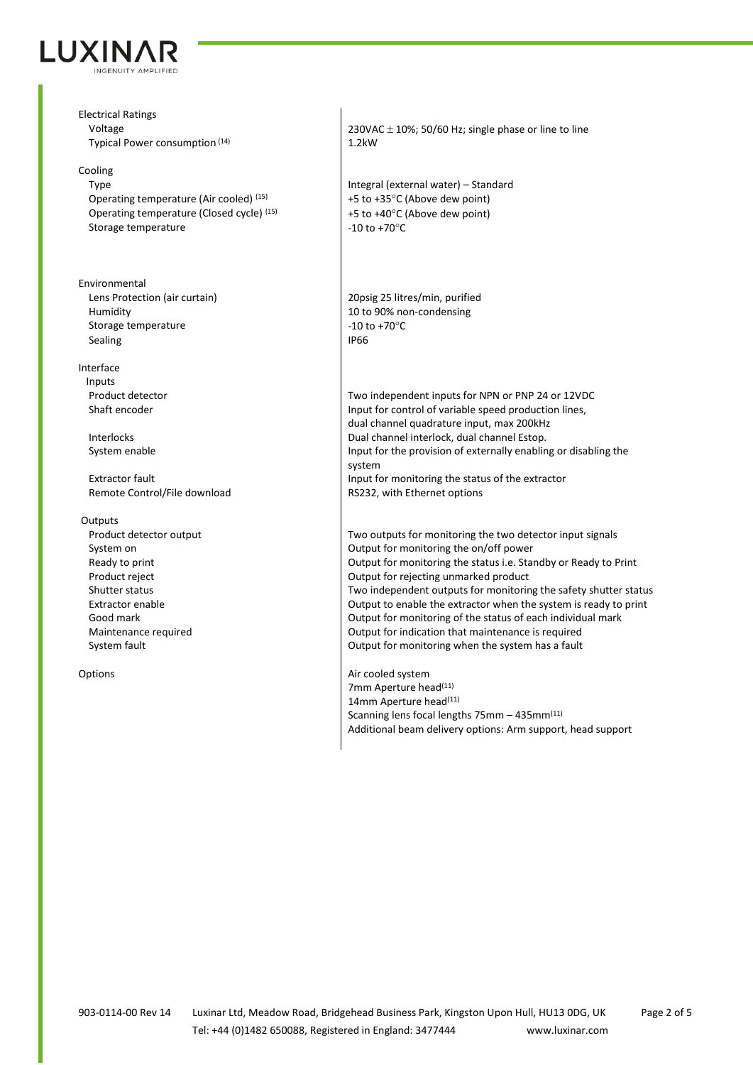| | |
|---|---|
| **Electrical Ratings** | |
| Voltage | 230VAC ± 10%; 50/60 Hz; single phase or line to line |
| Typical Power consumption [14] | 1.2kW |
| **Cooling** | |
| Type | Integral (external water) – Standard |
| Operating temperature (Air cooled) [15] | +5 to +35°C (Above dew point) |
| Operating temperature (Closed cycle) [15] | +5 to +40°C (Above dew point) |
| Storage temperature | -10 to +70°C |
| **Environmental** | |
| Lens Protection (air curtain) | 20psig 25 litres/min, purified |
| Humidity | 10 to 90% non-condensing |
| Storage temperature | -10 to +70°C |
| Sealing | IP66 |
| **Interface** | |
| **Inputs** | |
| Product detector | Two independent inputs for NPN or PNP 24 or 12VDC |
| Shaft encoder | Input for control of variable speed production lines, dual channel quadrature input, max 200kHz |
| Interlocks | Dual channel interlock, dual channel Estop. |
| System enable | Input for the provision of externally enabling or disabling the system |
| Extractor fault | Input for monitoring the status of the extractor |
| Remote Control/File download | RS232, with Ethernet options |
| **Outputs** | |
| Product detector output | Two outputs for monitoring the two detector input signals |
| System on | Output for monitoring the on/off power |
| Ready to print | Output for monitoring the status i.e. Standby or Ready to Print |
| Product reject | Output for rejecting unmarked product |
| Shutter status | Two independent outputs for monitoring the safety shutter status |
| Extractor enable | Output to enable the extractor when the system is ready to print |
| Good mark | Output for monitoring of the status of each individual mark |
| Maintenance required | Output for indication that maintenance is required |
| System fault | Output for monitoring when the system has a fault |
| **Options** | Air cooled system<br>7mm Aperture head[11]<br>14mm Aperture head[11]<br>Scanning lens focal lengths 75mm – 435mm[11]<br>Additional beam delivery options: Arm support, head support |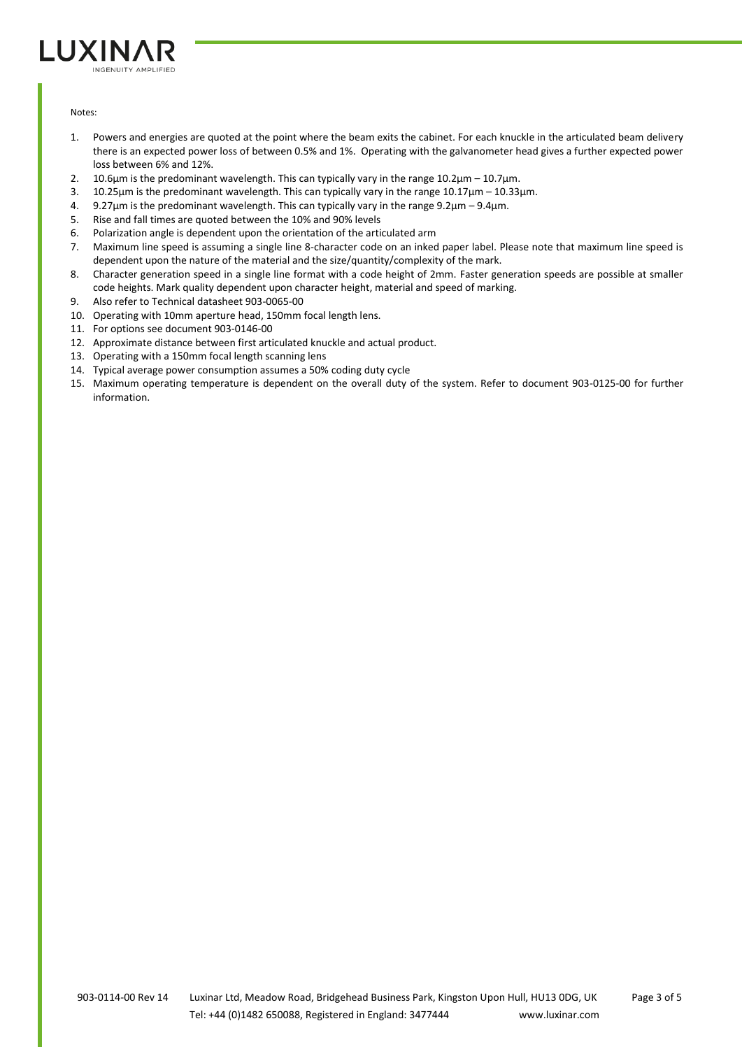Notes:

1. Powers and energies are quoted at the point where the beam exits the cabinet. For each knuckle in the articulated beam delivery there is an expected power loss of between 0.5% and 1%. Operating with the galvanometer head gives a further expected power loss between 6% and 12%.
2. 10.6µm is the predominant wavelength. This can typically vary in the range 10.2µm – 10.7µm.
3. 10.25µm is the predominant wavelength. This can typically vary in the range 10.17µm – 10.33µm.
4. 9.27µm is the predominant wavelength. This can typically vary in the range 9.2µm – 9.4µm.
5. Rise and fall times are quoted between the 10% and 90% levels
6. Polarization angle is dependent upon the orientation of the articulated arm
7. Maximum line speed is assuming a single line 8-character code on an inked paper label. Please note that maximum line speed is dependent upon the nature of the material and the size/quantity/complexity of the mark.
8. Character generation speed in a single line format with a code height of 2mm. Faster generation speeds are possible at smaller code heights. Mark quality dependent upon character height, material and speed of marking.
9. Also refer to Technical datasheet 903-0065-00
10. Operating with 10mm aperture head, 150mm focal length lens.
11. For options see document 903-0146-00
12. Approximate distance between first articulated knuckle and actual product.
13. Operating with a 150mm focal length scanning lens
14. Typical average power consumption assumes a 50% coding duty cycle
15. Maximum operating temperature is dependent on the overall duty of the system. Refer to document 903-0125-00 for further information.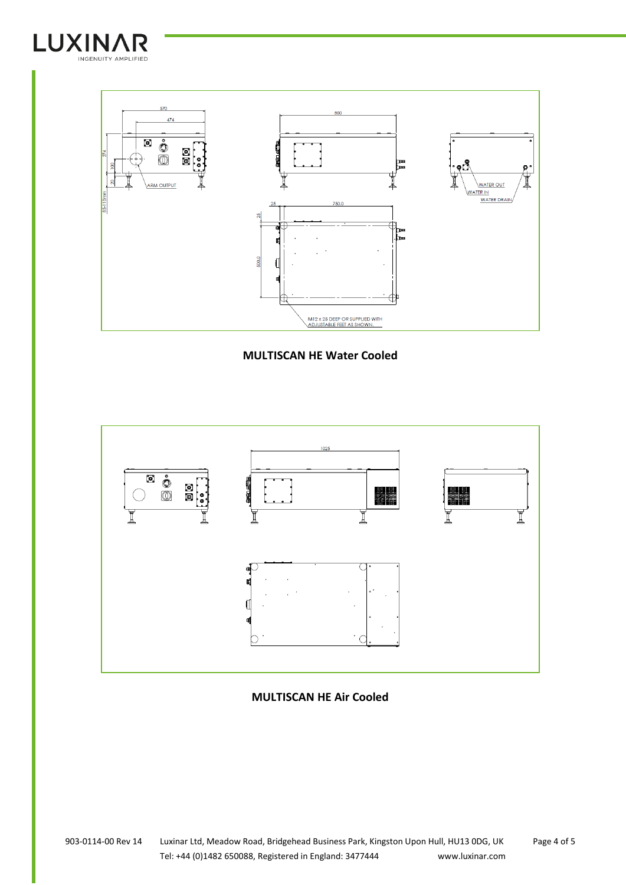570

474

274

100

20

85-110mm

ARM OUTPUT

800

WATER OUT

WATER IN

WATER DRAIN

25

750.0

25

500.0

M12 x 25 DEEP OR SUPPLIED WITH ADJUSTABLE FEET AS SHOWN.

**MULTISCAN HE Water Cooled**

1025

**MULTISCAN HE Air Cooled**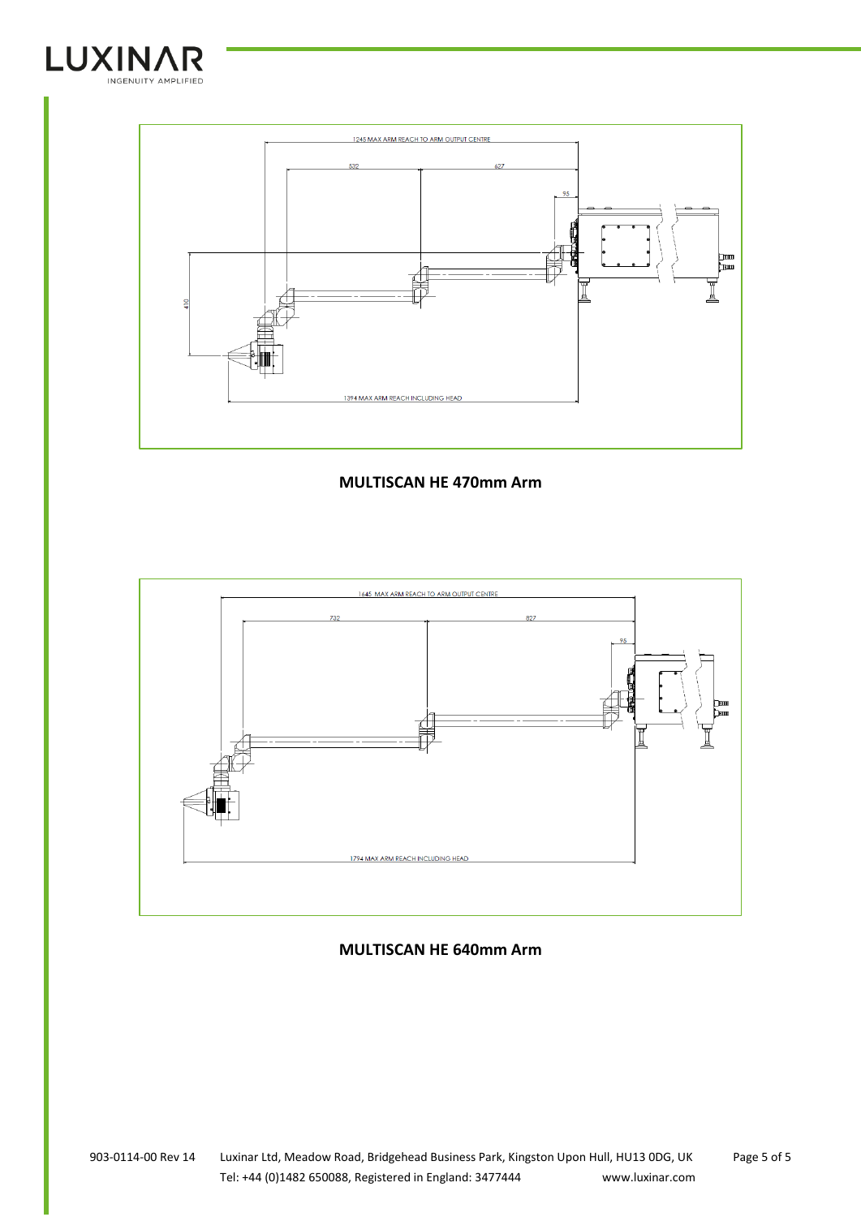1245 MAX ARM REACH TO ARM OUTPUT CENTRE

532

627

95

410

1394 MAX ARM REACH INCLUDING HEAD

**MULTISCAN HE 470mm Arm**

1645 MAX ARM REACH TO ARM OUTPUT CENTRE

732

827

95

1794 MAX ARM REACH INCLUDING HEAD

**MULTISCAN HE 640mm Arm**